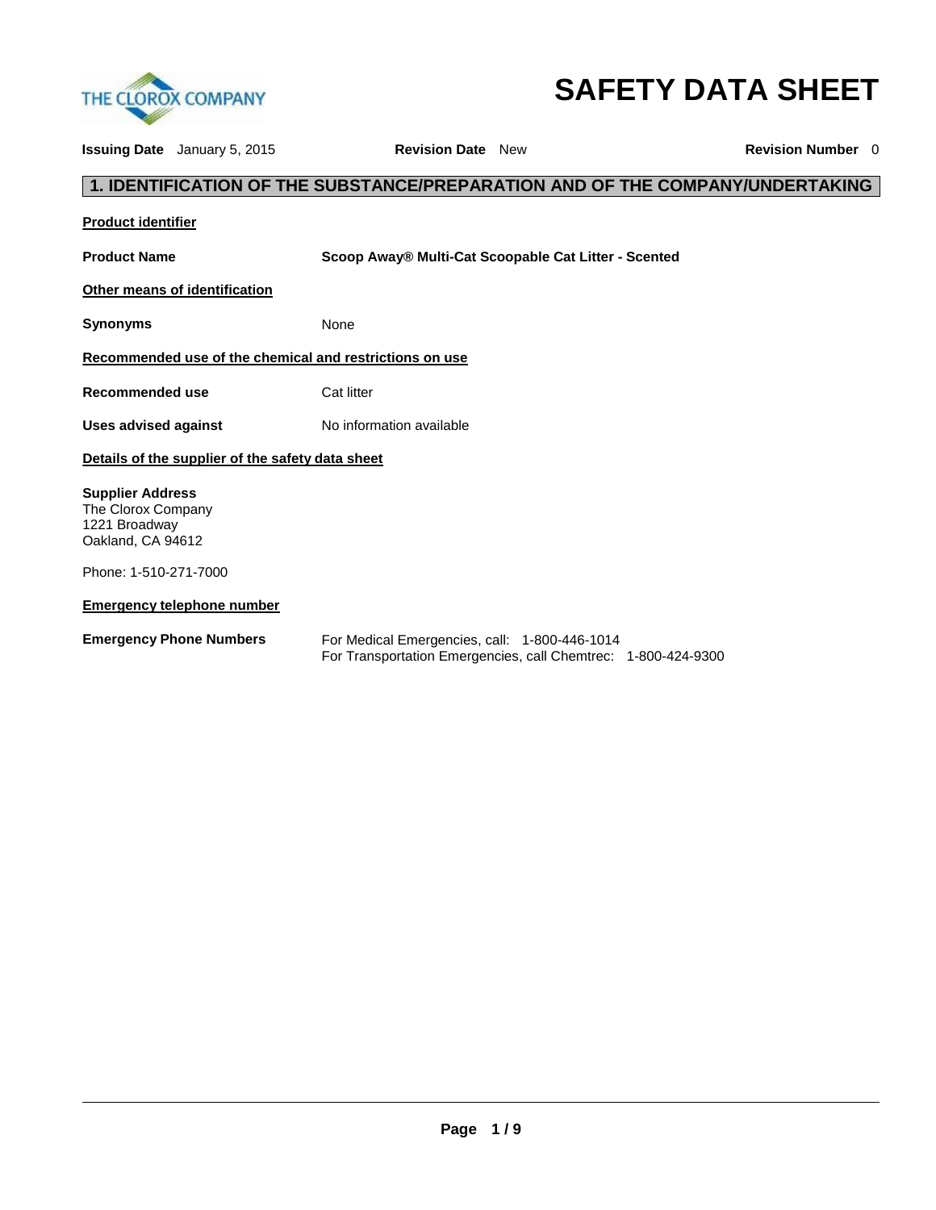THE CLOROX COMPANY

# SAFETY DATA SHEET

**Issuing Date** January 5, 2015 **Revision Date** New **Revision Number** 0

## 1. IDENTIFICATION OF THE SUBSTANCE/PREPARATION AND OF THE COMPANY/UNDERTAKING

**Product identifier**

**Product Name** **Scoop Away® Multi-Cat Scoopable Cat Litter - Scented**

**Other means of identification**

**Synonyms** None

**Recommended use of the chemical and restrictions on use**

**Recommended use** Cat litter

**Uses advised against** No information available

**Details of the supplier of the safety data sheet**

**Supplier Address**
The Clorox Company
1221 Broadway
Oakland, CA 94612

Phone: 1-510-271-7000

**Emergency telephone number**

**Emergency Phone Numbers**
For Medical Emergencies, call: 1-800-446-1014
For Transportation Emergencies, call Chemtrec: 1-800-424-9300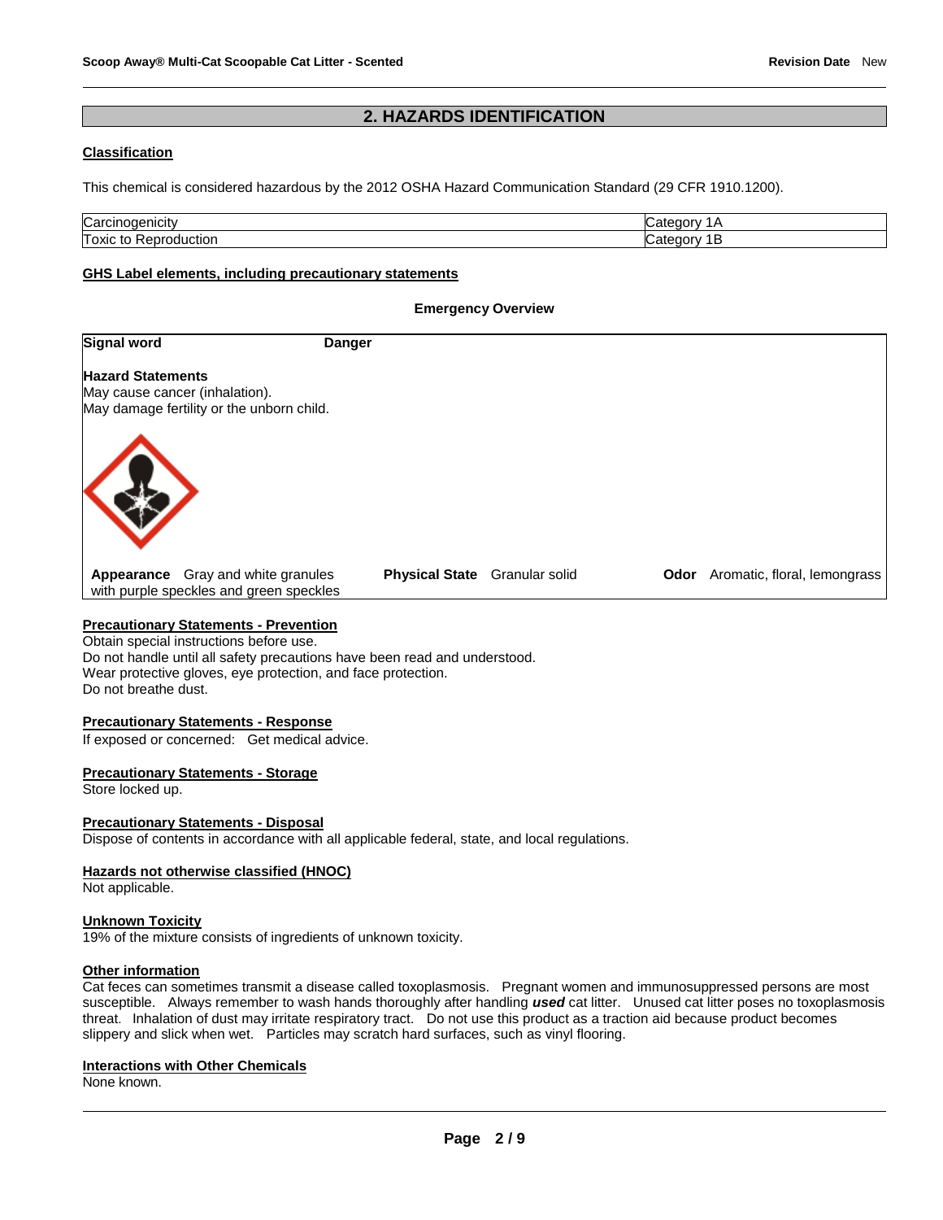## 2. HAZARDS IDENTIFICATION

**Classification**

This chemical is considered hazardous by the 2012 OSHA Hazard Communication Standard (29 CFR 1910.1200).

| | |
|---|---|
| Carcinogenicity | Category 1A |
| Toxic to Reproduction | Category 1B |

**GHS Label elements, including precautionary statements**

**Emergency Overview**

**Signal word** **Danger**

**Hazard Statements**
May cause cancer (inhalation).
May damage fertility or the unborn child.

**Appearance** Gray and white granules with purple speckles and green speckles **Physical State** Granular solid **Odor** Aromatic, floral, lemongrass

**Precautionary Statements - Prevention**
Obtain special instructions before use.
Do not handle until all safety precautions have been read and understood.
Wear protective gloves, eye protection, and face protection.
Do not breathe dust.

**Precautionary Statements - Response**
If exposed or concerned: Get medical advice.

**Precautionary Statements - Storage**
Store locked up.

**Precautionary Statements - Disposal**
Dispose of contents in accordance with all applicable federal, state, and local regulations.

**Hazards not otherwise classified (HNOC)**
Not applicable.

**Unknown Toxicity**
19% of the mixture consists of ingredients of unknown toxicity.

**Other information**
Cat feces can sometimes transmit a disease called toxoplasmosis. Pregnant women and immunosuppressed persons are most susceptible. Always remember to wash hands thoroughly after handling ***used*** cat litter. Unused cat litter poses no toxoplasmosis threat. Inhalation of dust may irritate respiratory tract. Do not use this product as a traction aid because product becomes slippery and slick when wet. Particles may scratch hard surfaces, such as vinyl flooring.

**Interactions with Other Chemicals**
None known.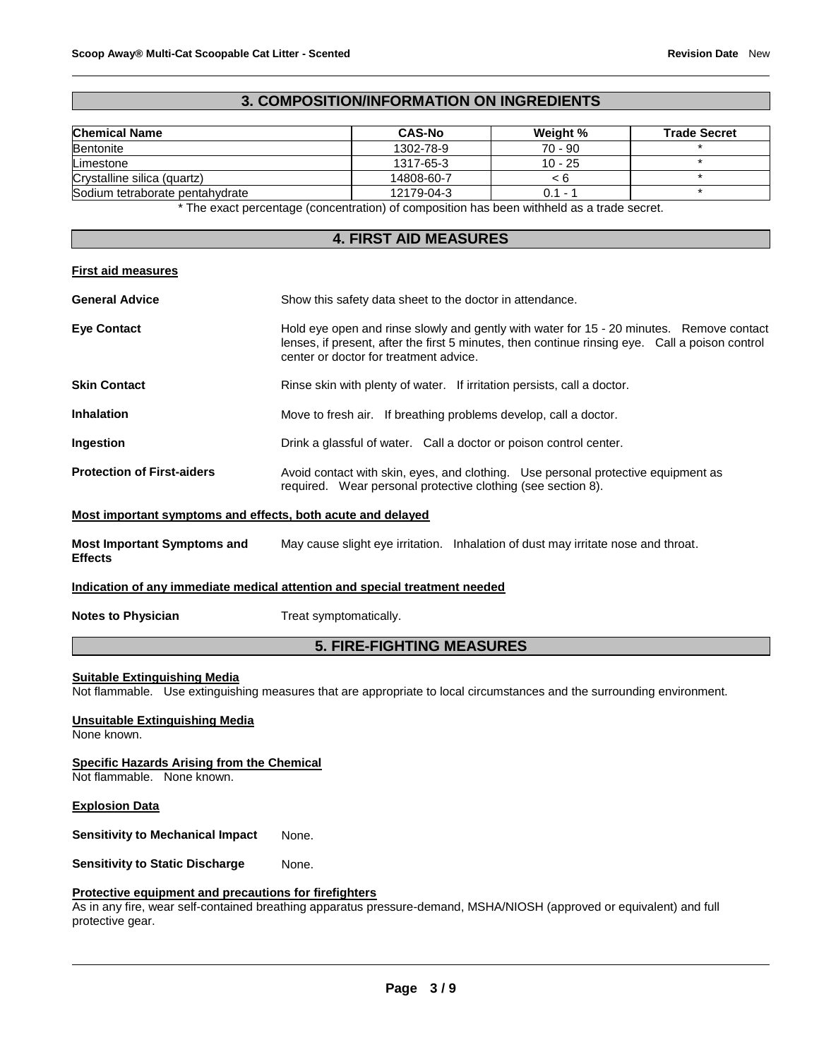## 3. COMPOSITION/INFORMATION ON INGREDIENTS

| Chemical Name | CAS-No | Weight % | Trade Secret |
|---|---|---|---|
| Bentonite | 1302-78-9 | 70 - 90 | * |
| Limestone | 1317-65-3 | 10 - 25 | * |
| Crystalline silica (quartz) | 14808-60-7 | < 6 | * |
| Sodium tetraborate pentahydrate | 12179-04-3 | 0.1 - 1 | * |

* The exact percentage (concentration) of composition has been withheld as a trade secret.

## 4. FIRST AID MEASURES

**First aid measures**

**General Advice**
Show this safety data sheet to the doctor in attendance.

**Eye Contact**
Hold eye open and rinse slowly and gently with water for 15 - 20 minutes. Remove contact lenses, if present, after the first 5 minutes, then continue rinsing eye. Call a poison control center or doctor for treatment advice.

**Skin Contact**
Rinse skin with plenty of water. If irritation persists, call a doctor.

**Inhalation**
Move to fresh air. If breathing problems develop, call a doctor.

**Ingestion**
Drink a glassful of water. Call a doctor or poison control center.

**Protection of First-aiders**
Avoid contact with skin, eyes, and clothing. Use personal protective equipment as required. Wear personal protective clothing (see section 8).

**Most important symptoms and effects, both acute and delayed**

**Most Important Symptoms and Effects**
May cause slight eye irritation. Inhalation of dust may irritate nose and throat.

**Indication of any immediate medical attention and special treatment needed**

**Notes to Physician**
Treat symptomatically.

## 5. FIRE-FIGHTING MEASURES

**Suitable Extinguishing Media**
Not flammable. Use extinguishing measures that are appropriate to local circumstances and the surrounding environment.

**Unsuitable Extinguishing Media**
None known.

**Specific Hazards Arising from the Chemical**
Not flammable. None known.

**Explosion Data**

**Sensitivity to Mechanical Impact** None.

**Sensitivity to Static Discharge** None.

**Protective equipment and precautions for firefighters**
As in any fire, wear self-contained breathing apparatus pressure-demand, MSHA/NIOSH (approved or equivalent) and full protective gear.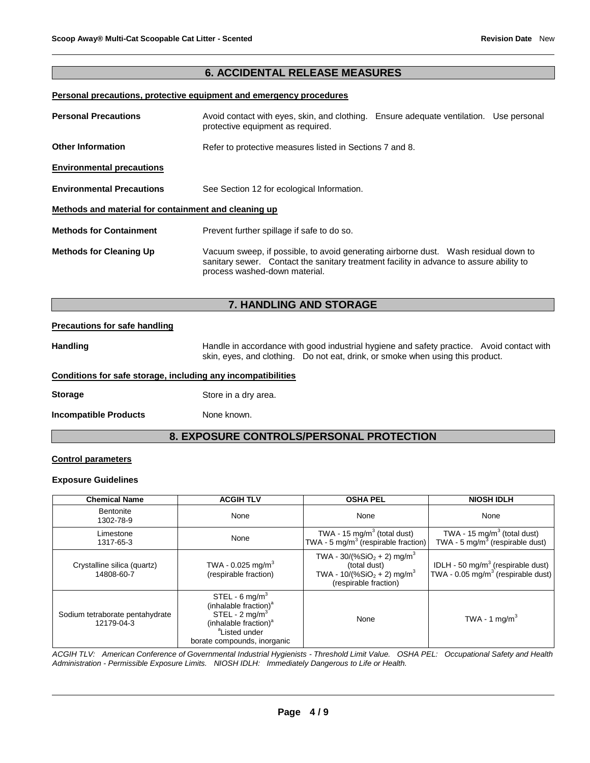## 6. ACCIDENTAL RELEASE MEASURES

**Personal precautions, protective equipment and emergency procedures**

**Personal Precautions** — Avoid contact with eyes, skin, and clothing. Ensure adequate ventilation. Use personal protective equipment as required.

**Other Information** — Refer to protective measures listed in Sections 7 and 8.

**Environmental precautions**

**Environmental Precautions** — See Section 12 for ecological Information.

**Methods and material for containment and cleaning up**

**Methods for Containment** — Prevent further spillage if safe to do so.

**Methods for Cleaning Up** — Vacuum sweep, if possible, to avoid generating airborne dust. Wash residual down to sanitary sewer. Contact the sanitary treatment facility in advance to assure ability to process washed-down material.

## 7. HANDLING AND STORAGE

**Precautions for safe handling**

**Handling** — Handle in accordance with good industrial hygiene and safety practice. Avoid contact with skin, eyes, and clothing. Do not eat, drink, or smoke when using this product.

**Conditions for safe storage, including any incompatibilities**

**Storage** — Store in a dry area.

**Incompatible Products** — None known.

## 8. EXPOSURE CONTROLS/PERSONAL PROTECTION

**Control parameters**

**Exposure Guidelines**

| Chemical Name | ACGIH TLV | OSHA PEL | NIOSH IDLH |
|---|---|---|---|
| Bentonite 1302-78-9 | None | None | None |
| Limestone 1317-65-3 | None | TWA - 15 $mg/m^3$ (total dust) TWA - 5 $mg/m^3$ (respirable fraction) | TWA - 15 $mg/m^3$ (total dust) TWA - 5 $mg/m^3$ (respirable dust) |
| Crystalline silica (quartz) 14808-60-7 | TWA - 0.025 $mg/m^3$ (respirable fraction) | TWA - 30/(% $SiO_2$ + 2) $mg/m^3$ (total dust) TWA - 10/(% $SiO_2$ + 2) $mg/m^3$ (respirable fraction) | IDLH - 50 $mg/m^3$ (respirable dust) TWA - 0.05 $mg/m^3$ (respirable dust) |
| Sodium tetraborate pentahydrate 12179-04-3 | STEL - 6 $mg/m^3$ (inhalable fraction)[a] STEL - 2 $mg/m^3$ (inhalable fraction)[a] [a]Listed under borate compounds, inorganic | None | TWA - 1 $mg/m^3$ |

*ACGIH TLV: American Conference of Governmental Industrial Hygienists - Threshold Limit Value. OSHA PEL: Occupational Safety and Health Administration - Permissible Exposure Limits. NIOSH IDLH: Immediately Dangerous to Life or Health.*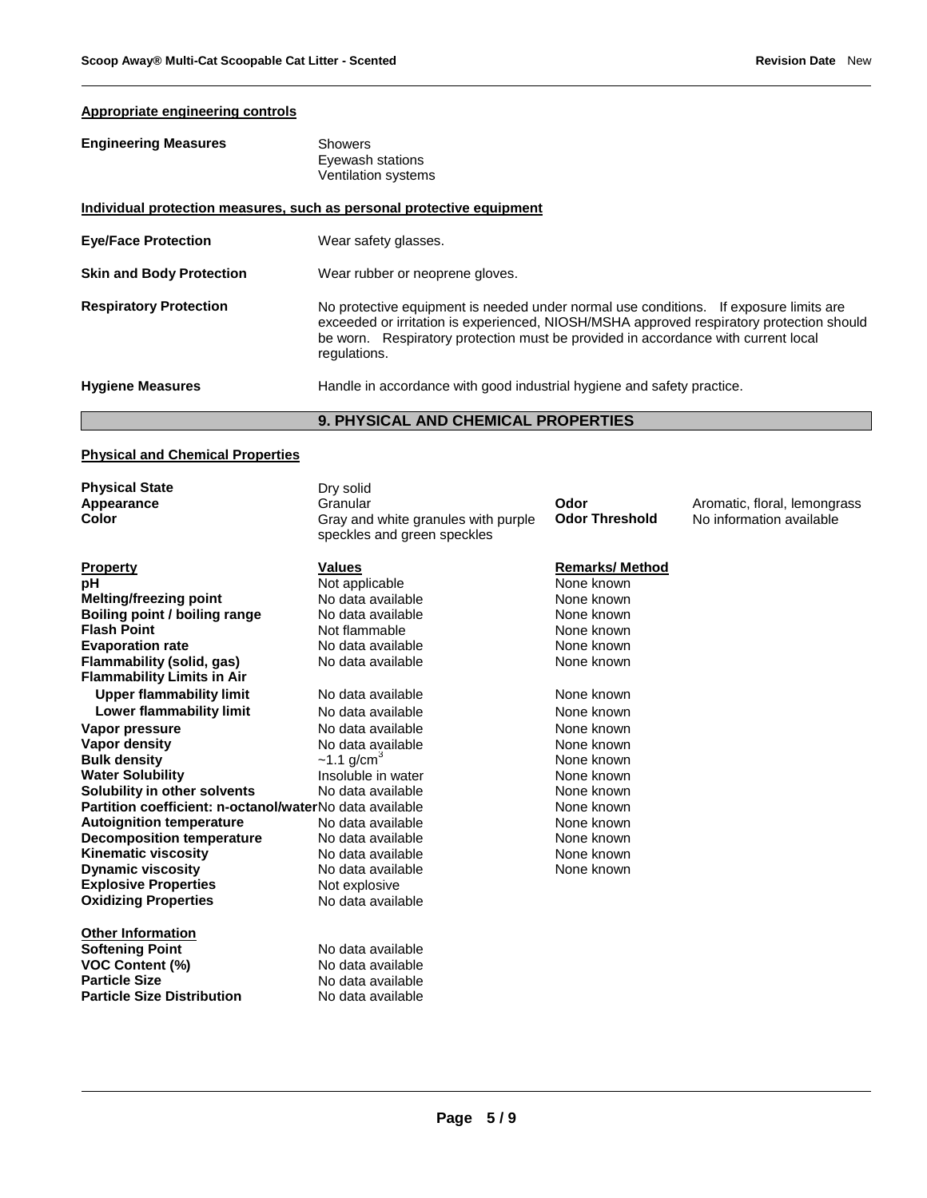#### Appropriate engineering controls

| | |
|---|---|
| **Engineering Measures** | Showers<br>Eyewash stations<br>Ventilation systems |

#### Individual protection measures, such as personal protective equipment

| | |
|---|---|
| **Eye/Face Protection** | Wear safety glasses. |
| **Skin and Body Protection** | Wear rubber or neoprene gloves. |
| **Respiratory Protection** | No protective equipment is needed under normal use conditions. If exposure limits are exceeded or irritation is experienced, NIOSH/MSHA approved respiratory protection should be worn. Respiratory protection must be provided in accordance with current local regulations. |
| **Hygiene Measures** | Handle in accordance with good industrial hygiene and safety practice. |

## 9. PHYSICAL AND CHEMICAL PROPERTIES

#### Physical and Chemical Properties

| | | | |
|---|---|---|---|
| **Physical State** | Dry solid | | |
| **Appearance** | Granular | **Odor** | Aromatic, floral, lemongrass |
| **Color** | Gray and white granules with purple speckles and green speckles | **Odor Threshold** | No information available |

| **Property** | **Values** | **Remarks/ Method** |
|---|---|---|
| **pH** | Not applicable | None known |
| **Melting/freezing point** | No data available | None known |
| **Boiling point / boiling range** | No data available | None known |
| **Flash Point** | Not flammable | None known |
| **Evaporation rate** | No data available | None known |
| **Flammability (solid, gas)** | No data available | None known |
| **Flammability Limits in Air** | | |
| **Upper flammability limit** | No data available | None known |
| **Lower flammability limit** | No data available | None known |
| **Vapor pressure** | No data available | None known |
| **Vapor density** | No data available | None known |
| **Bulk density** | ~1.1 g/cm$^3$ | None known |
| **Water Solubility** | Insoluble in water | None known |
| **Solubility in other solvents** | No data available | None known |
| **Partition coefficient: n-octanol/water** | No data available | None known |
| **Autoignition temperature** | No data available | None known |
| **Decomposition temperature** | No data available | None known |
| **Kinematic viscosity** | No data available | None known |
| **Dynamic viscosity** | No data available | None known |
| **Explosive Properties** | Not explosive | |
| **Oxidizing Properties** | No data available | |

#### Other Information

| | |
|---|---|
| **Softening Point** | No data available |
| **VOC Content (%)** | No data available |
| **Particle Size** | No data available |
| **Particle Size Distribution** | No data available |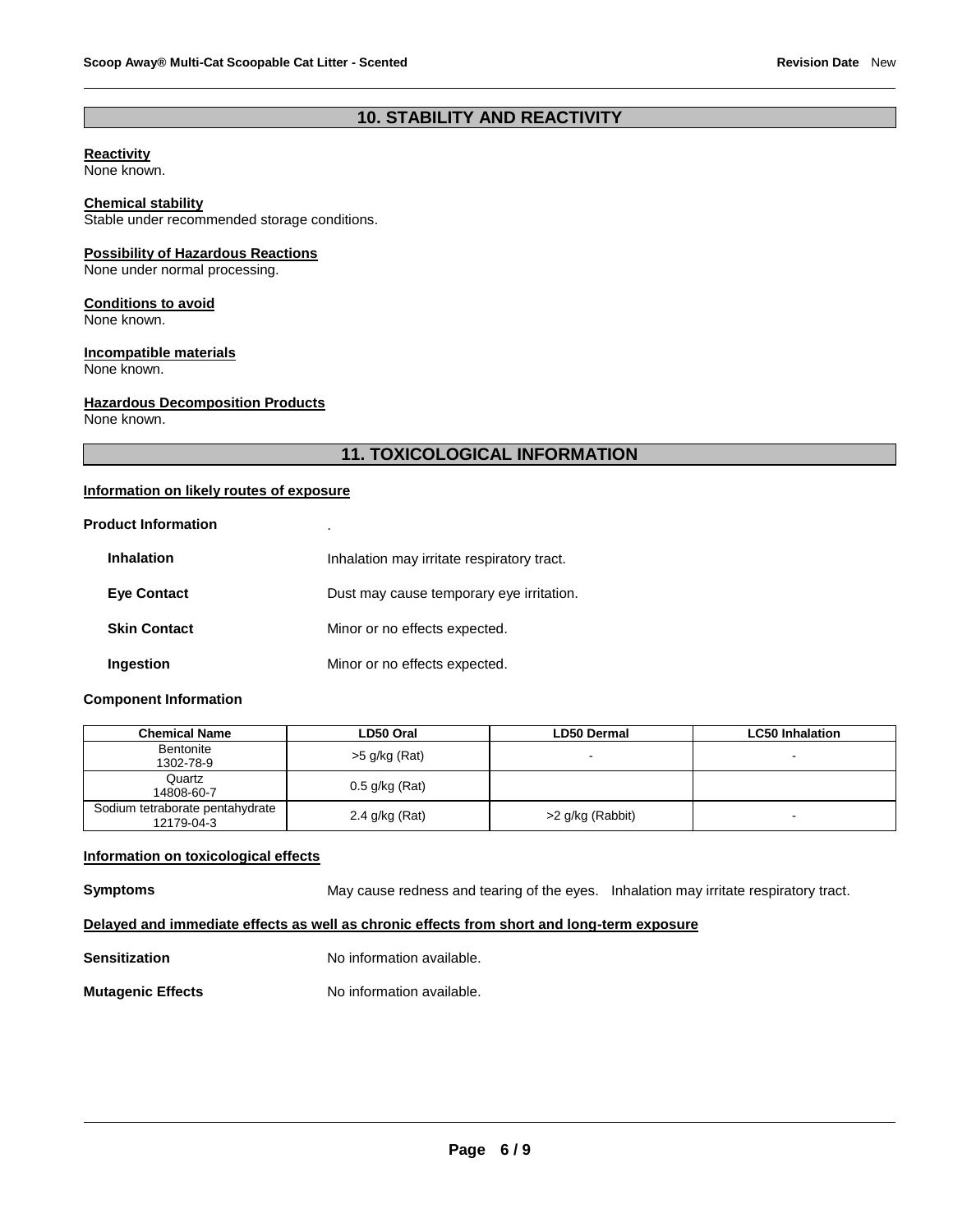## 10. STABILITY AND REACTIVITY

**Reactivity**
None known.

**Chemical stability**
Stable under recommended storage conditions.

**Possibility of Hazardous Reactions**
None under normal processing.

**Conditions to avoid**
None known.

**Incompatible materials**
None known.

**Hazardous Decomposition Products**
None known.

## 11. TOXICOLOGICAL INFORMATION

**Information on likely routes of exposure**

**Product Information** .

**Inhalation** Inhalation may irritate respiratory tract.

**Eye Contact** Dust may cause temporary eye irritation.

**Skin Contact** Minor or no effects expected.

**Ingestion** Minor or no effects expected.

**Component Information**

| Chemical Name | LD50 Oral | LD50 Dermal | LC50 Inhalation |
|---|---|---|---|
| Bentonite<br>1302-78-9 | >5 g/kg (Rat) | - | - |
| Quartz<br>14808-60-7 | 0.5 g/kg (Rat) | | |
| Sodium tetraborate pentahydrate<br>12179-04-3 | 2.4 g/kg (Rat) | >2 g/kg (Rabbit) | - |

**Information on toxicological effects**

**Symptoms** May cause redness and tearing of the eyes. Inhalation may irritate respiratory tract.

**Delayed and immediate effects as well as chronic effects from short and long-term exposure**

**Sensitization** No information available.

**Mutagenic Effects** No information available.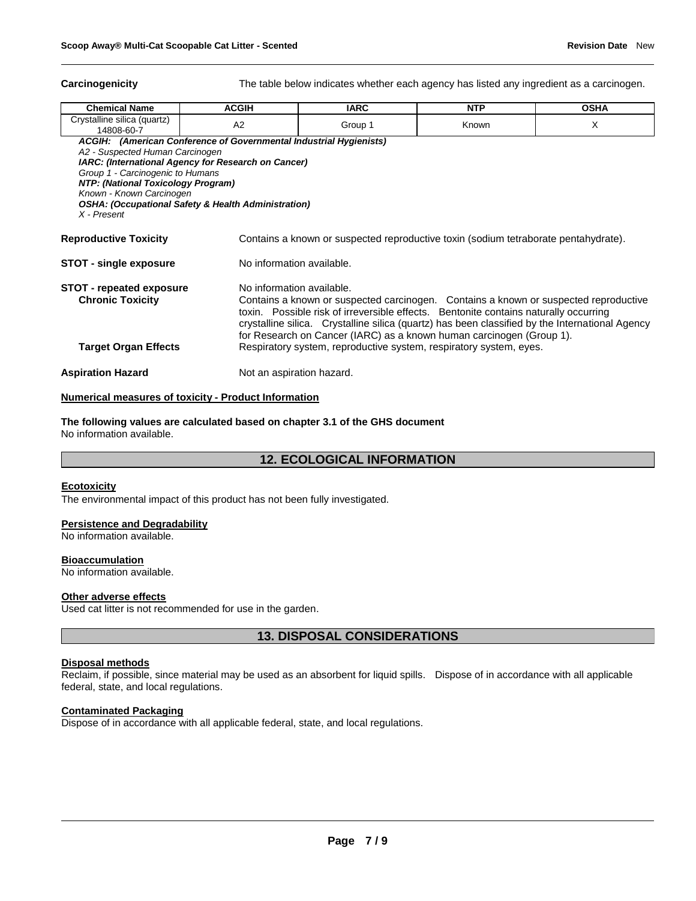**Carcinogenicity** The table below indicates whether each agency has listed any ingredient as a carcinogen.

| Chemical Name | ACGIH | IARC | NTP | OSHA |
|---|---|---|---|---|
| Crystalline silica (quartz) 14808-60-7 | A2 | Group 1 | Known | X |

***ACGIH: (American Conference of Governmental Industrial Hygienists)***
*A2 - Suspected Human Carcinogen*
***IARC: (International Agency for Research on Cancer)***
*Group 1 - Carcinogenic to Humans*
***NTP: (National Toxicology Program)***
*Known - Known Carcinogen*
***OSHA: (Occupational Safety & Health Administration)***
*X - Present*

**Reproductive Toxicity** Contains a known or suspected reproductive toxin (sodium tetraborate pentahydrate).

**STOT - single exposure** No information available.

**STOT - repeated exposure** No information available.

**Chronic Toxicity** Contains a known or suspected carcinogen. Contains a known or suspected reproductive toxin. Possible risk of irreversible effects. Bentonite contains naturally occurring crystalline silica. Crystalline silica (quartz) has been classified by the International Agency for Research on Cancer (IARC) as a known human carcinogen (Group 1).

**Target Organ Effects** Respiratory system, reproductive system, respiratory system, eyes.

**Aspiration Hazard** Not an aspiration hazard.

**Numerical measures of toxicity - Product Information**

**The following values are calculated based on chapter 3.1 of the GHS document**
No information available.

## 12. ECOLOGICAL INFORMATION

**Ecotoxicity**
The environmental impact of this product has not been fully investigated.

**Persistence and Degradability**
No information available.

**Bioaccumulation**
No information available.

**Other adverse effects**
Used cat litter is not recommended for use in the garden.

## 13. DISPOSAL CONSIDERATIONS

**Disposal methods**
Reclaim, if possible, since material may be used as an absorbent for liquid spills. Dispose of in accordance with all applicable federal, state, and local regulations.

**Contaminated Packaging**
Dispose of in accordance with all applicable federal, state, and local regulations.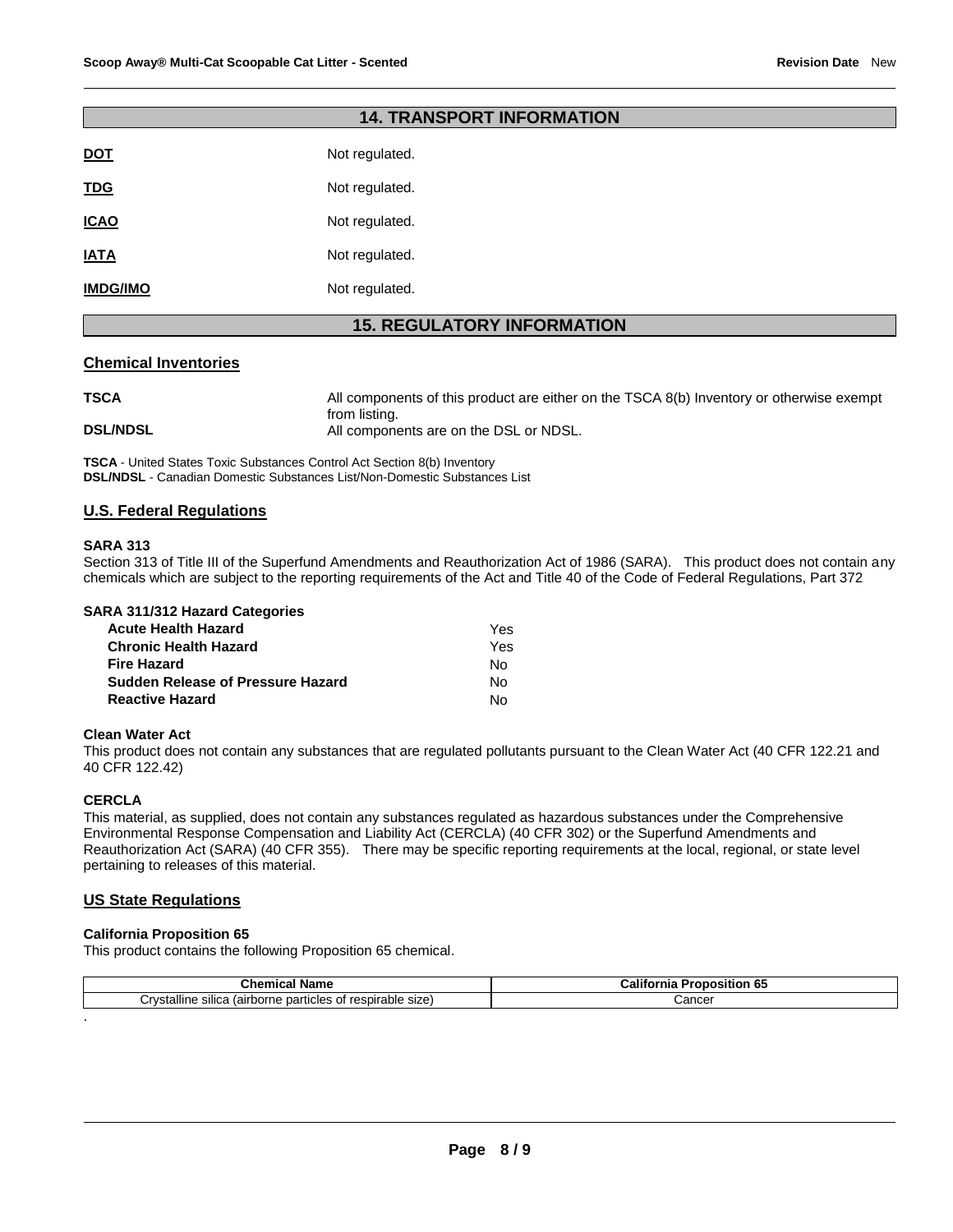## 14. TRANSPORT INFORMATION

| | |
|---|---|
| **DOT** | Not regulated. |
| **TDG** | Not regulated. |
| **ICAO** | Not regulated. |
| **IATA** | Not regulated. |
| **IMDG/IMO** | Not regulated. |

## 15. REGULATORY INFORMATION

### Chemical Inventories

| | |
|---|---|
| **TSCA** | All components of this product are either on the TSCA 8(b) Inventory or otherwise exempt from listing. |
| **DSL/NDSL** | All components are on the DSL or NDSL. |

**TSCA** - United States Toxic Substances Control Act Section 8(b) Inventory
**DSL/NDSL** - Canadian Domestic Substances List/Non-Domestic Substances List

### U.S. Federal Regulations

**SARA 313**
Section 313 of Title III of the Superfund Amendments and Reauthorization Act of 1986 (SARA). This product does not contain any chemicals which are subject to the reporting requirements of the Act and Title 40 of the Code of Federal Regulations, Part 372

**SARA 311/312 Hazard Categories**

| | |
|---|---|
| **Acute Health Hazard** | Yes |
| **Chronic Health Hazard** | Yes |
| **Fire Hazard** | No |
| **Sudden Release of Pressure Hazard** | No |
| **Reactive Hazard** | No |

**Clean Water Act**
This product does not contain any substances that are regulated pollutants pursuant to the Clean Water Act (40 CFR 122.21 and 40 CFR 122.42)

**CERCLA**
This material, as supplied, does not contain any substances regulated as hazardous substances under the Comprehensive Environmental Response Compensation and Liability Act (CERCLA) (40 CFR 302) or the Superfund Amendments and Reauthorization Act (SARA) (40 CFR 355). There may be specific reporting requirements at the local, regional, or state level pertaining to releases of this material.

### US State Regulations

**California Proposition 65**
This product contains the following Proposition 65 chemical.

| Chemical Name | California Proposition 65 |
|---|---|
| Crystalline silica (airborne particles of respirable size) | Cancer |

.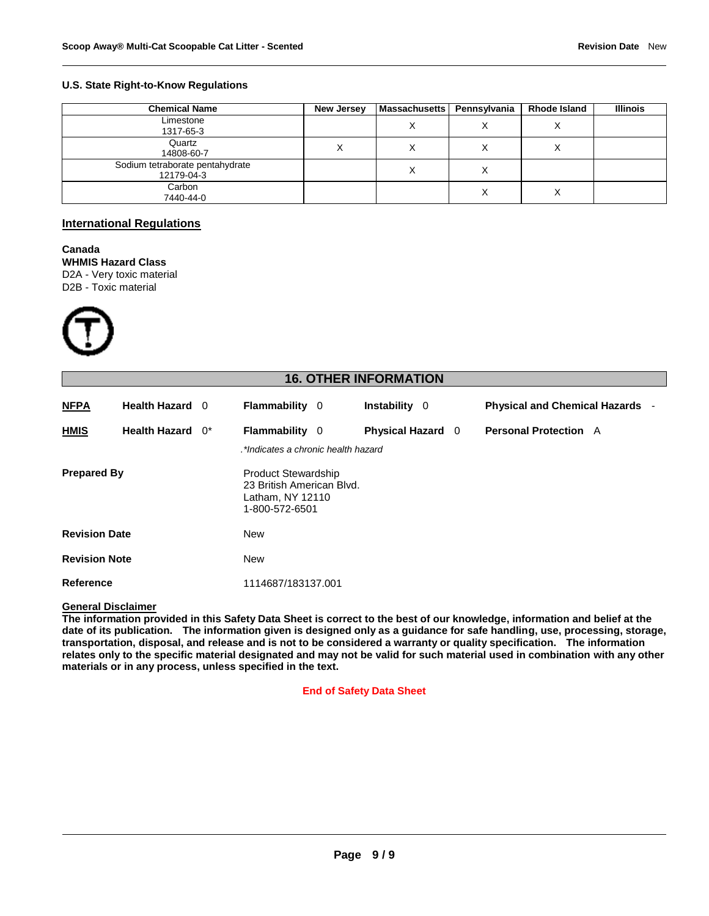### U.S. State Right-to-Know Regulations

| Chemical Name | New Jersey | Massachusetts | Pennsylvania | Rhode Island | Illinois |
|---|---|---|---|---|---|
| Limestone 1317-65-3 | | X | X | X | |
| Quartz 14808-60-7 | X | X | X | X | |
| Sodium tetraborate pentahydrate 12179-04-3 | | X | X | | |
| Carbon 7440-44-0 | | | X | X | |

## International Regulations

**Canada**
**WHMIS Hazard Class**
D2A - Very toxic material
D2B - Toxic material

## 16. OTHER INFORMATION

| | | | | |
|---|---|---|---|---|
| **NFPA** | **Health Hazard** 0 | **Flammability** 0 | **Instability** 0 | **Physical and Chemical Hazards** - |
| **HMIS** | **Health Hazard** 0* | **Flammability** 0 | **Physical Hazard** 0 | **Personal Protection** A |

*.\*Indicates a chronic health hazard*

**Prepared By**
Product Stewardship
23 British American Blvd.
Latham, NY 12110
1-800-572-6501

**Revision Date** New

**Revision Note** New

**Reference** 1114687/183137.001

**General Disclaimer**

**The information provided in this Safety Data Sheet is correct to the best of our knowledge, information and belief at the date of its publication. The information given is designed only as a guidance for safe handling, use, processing, storage, transportation, disposal, and release and is not to be considered a warranty or quality specification. The information relates only to the specific material designated and may not be valid for such material used in combination with any other materials or in any process, unless specified in the text.**

**End of Safety Data Sheet**